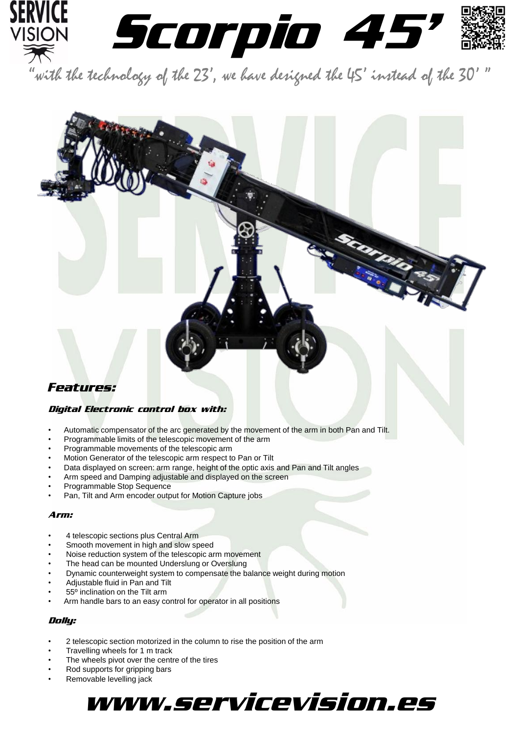# Scorpio 45'

"with the technology of the 23', we have designed the 45' instead of the 30' "

## Features:

### Digital Electronic control box with:

- Automatic compensator of the arc generated by the movement of the arm in both Pan and Tilt.
- Programmable limits of the telescopic movement of the arm
- Programmable movements of the telescopic arm
- Motion Generator of the telescopic arm respect to Pan or Tilt
- Data displayed on screen: arm range, height of the optic axis and Pan and Tilt angles
- Arm speed and Damping adjustable and displayed on the screen
- Programmable Stop Sequence
- Pan, Tilt and Arm encoder output for Motion Capture jobs

### Arm:

- 4 telescopic sections plus Central Arm
- Smooth movement in high and slow speed
- Noise reduction system of the telescopic arm movement
- The head can be mounted Underslung or Overslung
- Dynamic counterweight system to compensate the balance weight during motion
- Adjustable fluid in Pan and Tilt
- 55º inclination on the Tilt arm
- Arm handle bars to an easy control for operator in all positions

### Dolly:

- 2 telescopic section motorized in the column to rise the position of the arm
- Travelling wheels for 1 m track
- The wheels pivot over the centre of the tires
- Rod supports for gripping bars
- Removable levelling jack

**www.servicevision.es**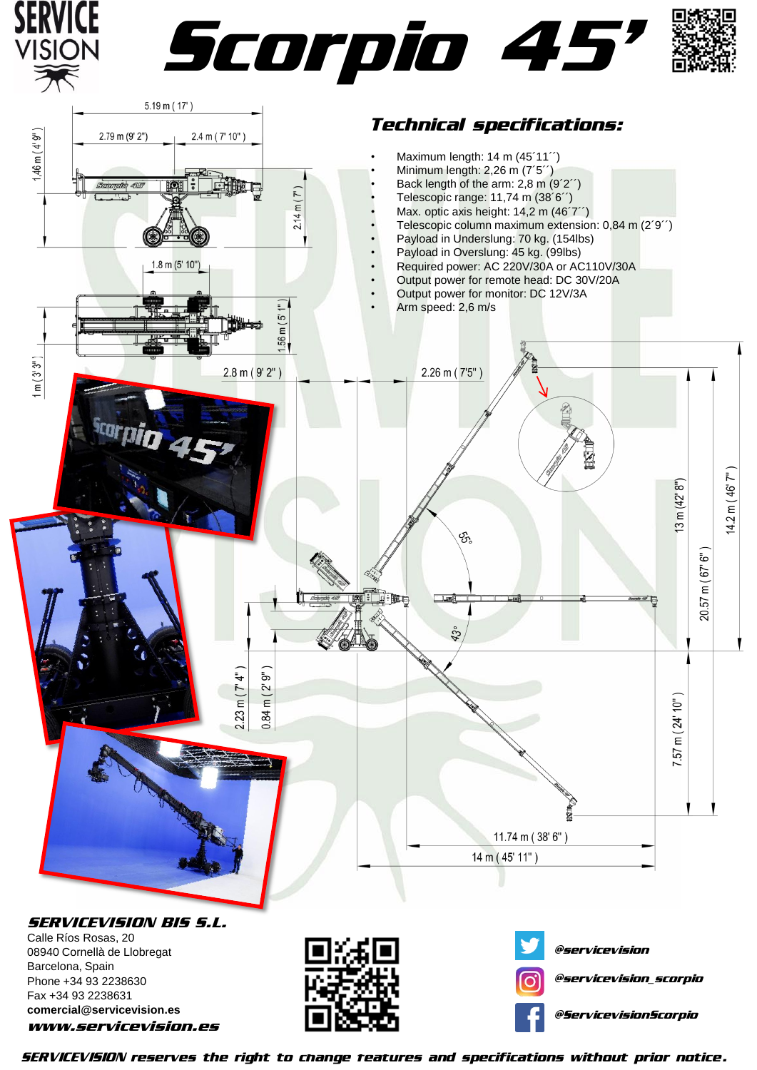# Scorpio 45'

5.19 m ( 17' )
2.79 m (9' 2")
2.4 m ( 7' 10" )
1.46 m ( 4' 9" )
2.14 m ( 7' )
1.8 m (5' 10")
1.56 m ( 5' 1" )
1 m ( 3' 3" )

## Technical specifications:

- Maximum length: 14 m (45´11´´)
- Minimum length: 2,26 m (7´5´´)
- Back length of the arm: 2,8 m (9´2´´)
- Telescopic range: 11,74 m (38´6´´)
- Max. optic axis height: 14,2 m (46´7´´)
- Telescopic column maximum extension: 0,84 m (2´9´´)
- Payload in Underslung: 70 kg. (154lbs)
- Payload in Overslung: 45 kg. (99lbs)
- Required power: AC 220V/30A or AC110V/30A
- Output power for remote head: DC 30V/20A
- Output power for monitor: DC 12V/3A
- Arm speed: 2,6 m/s

2.8 m ( 9' 2" )
2.26 m ( 7'5" )
55°
43°
13 m (42' 8")
14.2 m ( 46' 7" )
20.57 m (67' 6")
2.23 m ( 7' 4" )
0.84 m ( 2' 9" )
7.57 m ( 24' 10" )
11.74 m ( 38' 6" )
14 m ( 45' 11" )

**SERVICEVISION BIS S.L.**
Calle Ríos Rosas, 20
08940 Cornellà de Llobregat
Barcelona, Spain
Phone +34 93 2238630
Fax +34 93 2238631
comercial@servicevision.es
**www.servicevision.es**

@servicevision
@servicevision_scorpio
@ServicevisionScorpio

*SERVICEVISION reserves the right to change features and specifications without prior notice.*